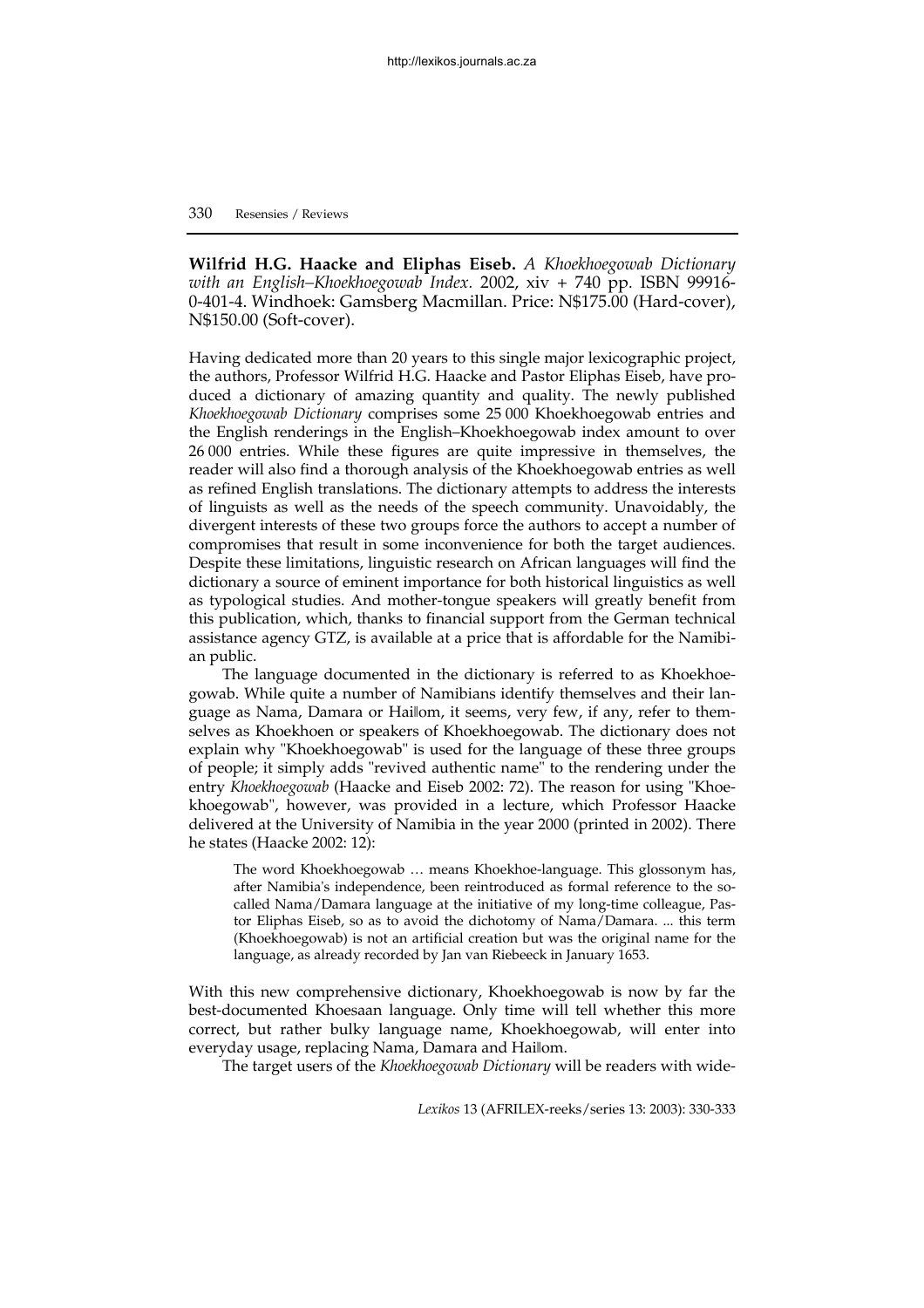**Wilfrid H.G. Haacke and Eliphas Eiseb.** *A Khoekhoegowab Dictionary with an English–Khoekhoegowab Index.* 2002, xiv + 740 pp. ISBN 99916-0-401-4. Windhoek: Gamsberg Macmillan. Price: N$175.00 (Hard-cover), N$150.00 (Soft-cover).

Having dedicated more than 20 years to this single major lexicographic project, the authors, Professor Wilfrid H.G. Haacke and Pastor Eliphas Eiseb, have produced a dictionary of amazing quantity and quality. The newly published *Khoekhoegowab Dictionary* comprises some 25 000 Khoekhoegowab entries and the English renderings in the English–Khoekhoegowab index amount to over 26 000 entries. While these figures are quite impressive in themselves, the reader will also find a thorough analysis of the Khoekhoegowab entries as well as refined English translations. The dictionary attempts to address the interests of linguists as well as the needs of the speech community. Unavoidably, the divergent interests of these two groups force the authors to accept a number of compromises that result in some inconvenience for both the target audiences. Despite these limitations, linguistic research on African languages will find the dictionary a source of eminent importance for both historical linguistics as well as typological studies. And mother-tongue speakers will greatly benefit from this publication, which, thanks to financial support from the German technical assistance agency GTZ, is available at a price that is affordable for the Namibian public.

The language documented in the dictionary is referred to as Khoekhoegowab. While quite a number of Namibians identify themselves and their language as Nama, Damara or Hai‖om, it seems, very few, if any, refer to themselves as Khoekhoen or speakers of Khoekhoegowab. The dictionary does not explain why "Khoekhoegowab" is used for the language of these three groups of people; it simply adds "revived authentic name" to the rendering under the entry *Khoekhoegowab* (Haacke and Eiseb 2002: 72). The reason for using "Khoekhoegowab", however, was provided in a lecture, which Professor Haacke delivered at the University of Namibia in the year 2000 (printed in 2002). There he states (Haacke 2002: 12):

> The word Khoekhoegowab … means Khoekhoe-language. This glossonym has, after Namibia's independence, been reintroduced as formal reference to the so-called Nama/Damara language at the initiative of my long-time colleague, Pastor Eliphas Eiseb, so as to avoid the dichotomy of Nama/Damara. ... this term (Khoekhoegowab) is not an artificial creation but was the original name for the language, as already recorded by Jan van Riebeeck in January 1653.

With this new comprehensive dictionary, Khoekhoegowab is now by far the best-documented Khoesaan language. Only time will tell whether this more correct, but rather bulky language name, Khoekhoegowab, will enter into everyday usage, replacing Nama, Damara and Hai‖om.

The target users of the *Khoekhoegowab Dictionary* will be readers with wide-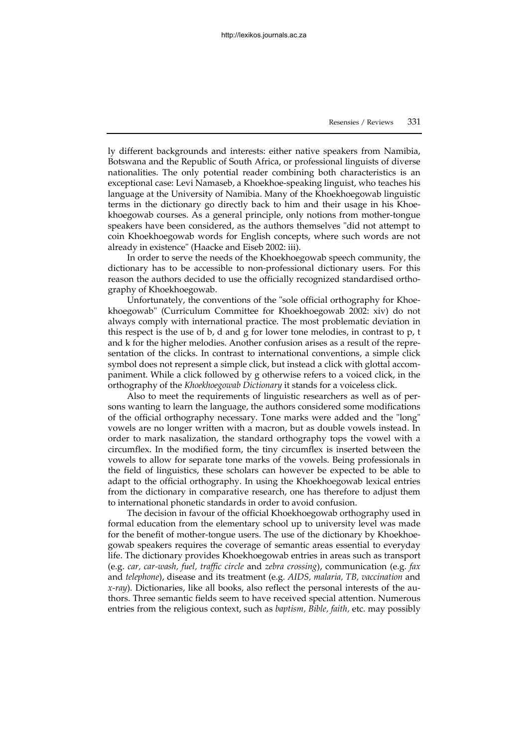ly different backgrounds and interests: either native speakers from Namibia, Botswana and the Republic of South Africa, or professional linguists of diverse nationalities. The only potential reader combining both characteristics is an exceptional case: Levi Namaseb, a Khoekhoe-speaking linguist, who teaches his language at the University of Namibia. Many of the Khoekhoegowab linguistic terms in the dictionary go directly back to him and their usage in his Khoekhoegowab courses. As a general principle, only notions from mother-tongue speakers have been considered, as the authors themselves "did not attempt to coin Khoekhoegowab words for English concepts, where such words are not already in existence" (Haacke and Eiseb 2002: iii).

In order to serve the needs of the Khoekhoegowab speech community, the dictionary has to be accessible to non-professional dictionary users. For this reason the authors decided to use the officially recognized standardised orthography of Khoekhoegowab.

Unfortunately, the conventions of the "sole official orthography for Khoekhoegowab" (Curriculum Committee for Khoekhoegowab 2002: xiv) do not always comply with international practice. The most problematic deviation in this respect is the use of b, d and g for lower tone melodies, in contrast to p, t and k for the higher melodies. Another confusion arises as a result of the representation of the clicks. In contrast to international conventions, a simple click symbol does not represent a simple click, but instead a click with glottal accompaniment. While a click followed by g otherwise refers to a voiced click, in the orthography of the *Khoekhoegowab Dictionary* it stands for a voiceless click.

Also to meet the requirements of linguistic researchers as well as of persons wanting to learn the language, the authors considered some modifications of the official orthography necessary. Tone marks were added and the "long" vowels are no longer written with a macron, but as double vowels instead. In order to mark nasalization, the standard orthography tops the vowel with a circumflex. In the modified form, the tiny circumflex is inserted between the vowels to allow for separate tone marks of the vowels. Being professionals in the field of linguistics, these scholars can however be expected to be able to adapt to the official orthography. In using the Khoekhoegowab lexical entries from the dictionary in comparative research, one has therefore to adjust them to international phonetic standards in order to avoid confusion.

The decision in favour of the official Khoekhoegowab orthography used in formal education from the elementary school up to university level was made for the benefit of mother-tongue users. The use of the dictionary by Khoekhoegowab speakers requires the coverage of semantic areas essential to everyday life. The dictionary provides Khoekhoegowab entries in areas such as transport (e.g. *car, car-wash, fuel, traffic circle* and *zebra crossing*), communication (e.g. *fax* and *telephone*), disease and its treatment (e.g. *AIDS, malaria, TB, vaccination* and *x-ray*). Dictionaries, like all books, also reflect the personal interests of the authors. Three semantic fields seem to have received special attention. Numerous entries from the religious context, such as *baptism, Bible, faith*, etc. may possibly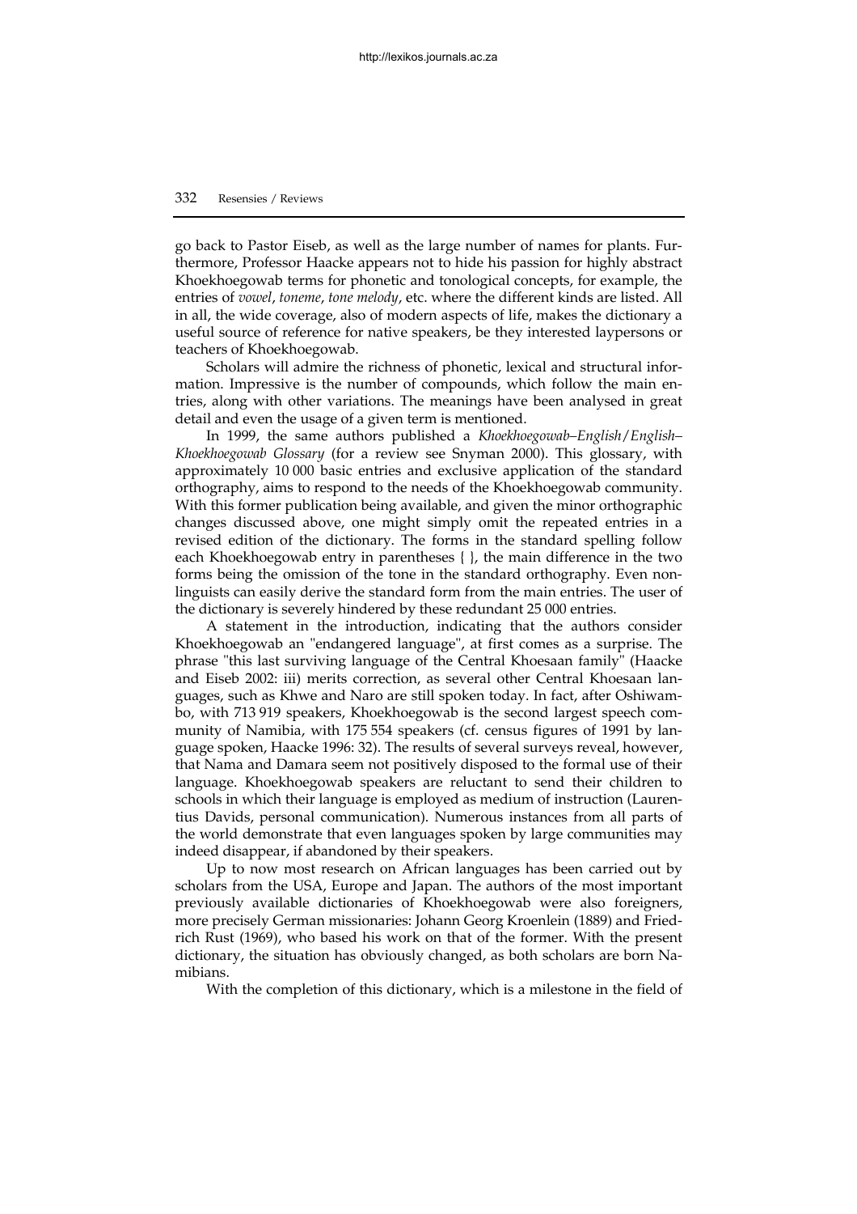go back to Pastor Eiseb, as well as the large number of names for plants. Furthermore, Professor Haacke appears not to hide his passion for highly abstract Khoekhoegowab terms for phonetic and tonological concepts, for example, the entries of *vowel*, *toneme*, *tone melody*, etc. where the different kinds are listed. All in all, the wide coverage, also of modern aspects of life, makes the dictionary a useful source of reference for native speakers, be they interested laypersons or teachers of Khoekhoegowab.

Scholars will admire the richness of phonetic, lexical and structural information. Impressive is the number of compounds, which follow the main entries, along with other variations. The meanings have been analysed in great detail and even the usage of a given term is mentioned.

In 1999, the same authors published a *Khoekhoegowab–English/English–Khoekhoegowab Glossary* (for a review see Snyman 2000). This glossary, with approximately 10 000 basic entries and exclusive application of the standard orthography, aims to respond to the needs of the Khoekhoegowab community. With this former publication being available, and given the minor orthographic changes discussed above, one might simply omit the repeated entries in a revised edition of the dictionary. The forms in the standard spelling follow each Khoekhoegowab entry in parentheses { }, the main difference in the two forms being the omission of the tone in the standard orthography. Even nonlinguists can easily derive the standard form from the main entries. The user of the dictionary is severely hindered by these redundant 25 000 entries.

A statement in the introduction, indicating that the authors consider Khoekhoegowab an "endangered language", at first comes as a surprise. The phrase "this last surviving language of the Central Khoesaan family" (Haacke and Eiseb 2002: iii) merits correction, as several other Central Khoesaan languages, such as Khwe and Naro are still spoken today. In fact, after Oshiwambo, with 713 919 speakers, Khoekhoegowab is the second largest speech community of Namibia, with 175 554 speakers (cf. census figures of 1991 by language spoken, Haacke 1996: 32). The results of several surveys reveal, however, that Nama and Damara seem not positively disposed to the formal use of their language. Khoekhoegowab speakers are reluctant to send their children to schools in which their language is employed as medium of instruction (Laurentius Davids, personal communication). Numerous instances from all parts of the world demonstrate that even languages spoken by large communities may indeed disappear, if abandoned by their speakers.

Up to now most research on African languages has been carried out by scholars from the USA, Europe and Japan. The authors of the most important previously available dictionaries of Khoekhoegowab were also foreigners, more precisely German missionaries: Johann Georg Kroenlein (1889) and Friedrich Rust (1969), who based his work on that of the former. With the present dictionary, the situation has obviously changed, as both scholars are born Namibians.

With the completion of this dictionary, which is a milestone in the field of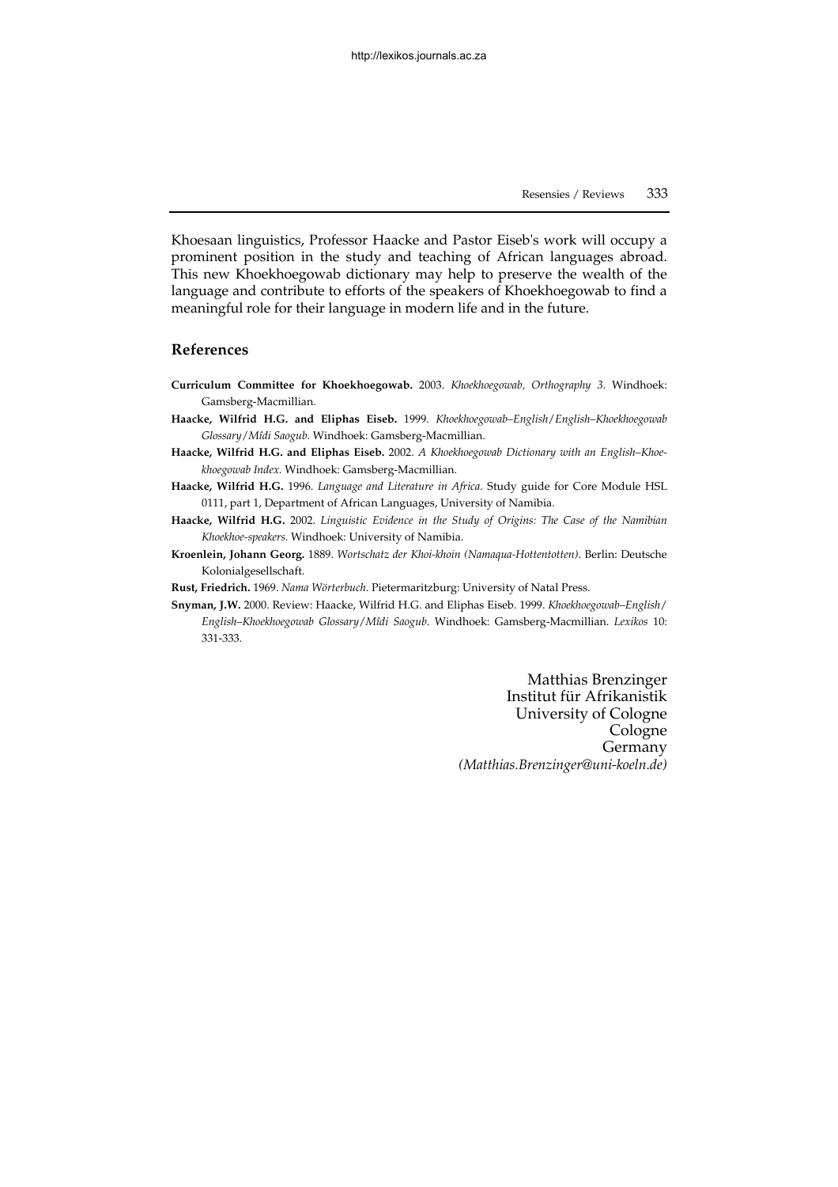Khoesaan linguistics, Professor Haacke and Pastor Eiseb's work will occupy a prominent position in the study and teaching of African languages abroad. This new Khoekhoegowab dictionary may help to preserve the wealth of the language and contribute to efforts of the speakers of Khoekhoegowab to find a meaningful role for their language in modern life and in the future.

## References

**Curriculum Committee for Khoekhoegowab.** 2003. *Khoekhoegowab, Orthography 3.* Windhoek: Gamsberg-Macmillian.

**Haacke, Wilfrid H.G. and Eliphas Eiseb.** 1999. *Khoekhoegowab–English/English–Khoekhoegowab Glossary/Mîdi Saogub.* Windhoek: Gamsberg-Macmillian.

**Haacke, Wilfrid H.G. and Eliphas Eiseb.** 2002. *A Khoekhoegowab Dictionary with an English–Khoekhoegowab Index.* Windhoek: Gamsberg-Macmillian.

**Haacke, Wilfrid H.G.** 1996. *Language and Literature in Africa.* Study guide for Core Module HSL 0111, part 1, Department of African Languages, University of Namibia.

**Haacke, Wilfrid H.G.** 2002. *Linguistic Evidence in the Study of Origins: The Case of the Namibian Khoekhoe-speakers.* Windhoek: University of Namibia.

**Kroenlein, Johann Georg.** 1889. *Wortschatz der Khoi-khoin (Namaqua-Hottentotten).* Berlin: Deutsche Kolonialgesellschaft.

**Rust, Friedrich.** 1969. *Nama Wörterbuch.* Pietermaritzburg: University of Natal Press.

**Snyman, J.W.** 2000. Review: Haacke, Wilfrid H.G. and Eliphas Eiseb. 1999. *Khoekhoegowab–English/English–Khoekhoegowab Glossary/Mîdi Saogub.* Windhoek: Gamsberg-Macmillian. *Lexikos* 10: 331-333.

Matthias Brenzinger
Institut für Afrikanistik
University of Cologne
Cologne
Germany
*(Matthias.Brenzinger@uni-koeln.de)*